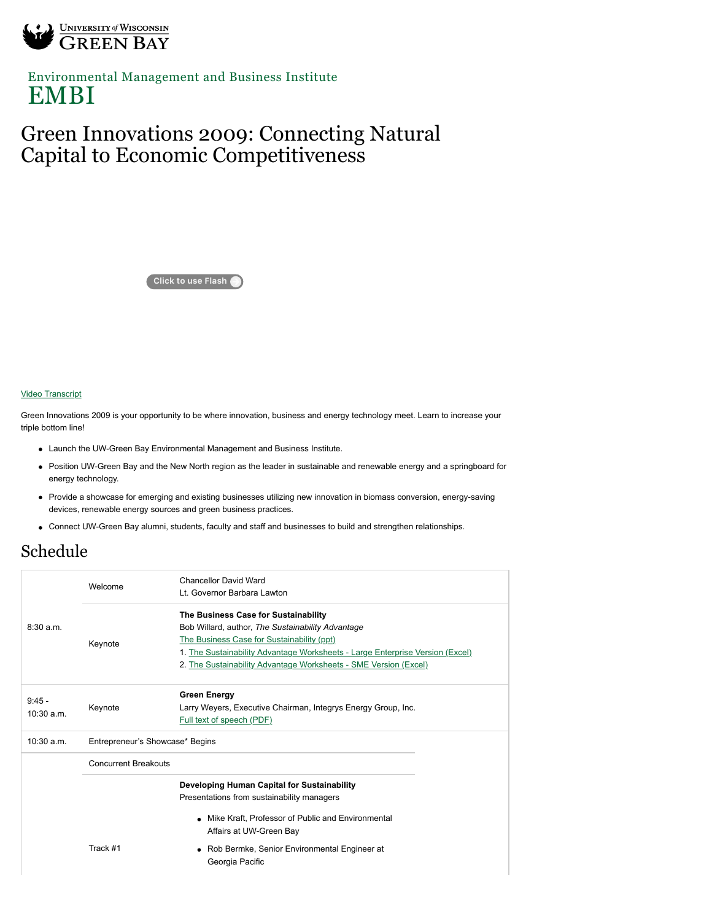University of Wisconsin Green Bay

Environmental Management and Business Institute

EMBI

# Green Innovations 2009: Connecting Natural Capital to Economic Competitiveness

Click to use Flash

[Video Transcript]

Green Innovations 2009 is your opportunity to be where innovation, business and energy technology meet. Learn to increase your triple bottom line!

- Launch the UW-Green Bay Environmental Management and Business Institute.
- Position UW-Green Bay and the New North region as the leader in sustainable and renewable energy and a springboard for energy technology.
- Provide a showcase for emerging and existing businesses utilizing new innovation in biomass conversion, energy-saving devices, renewable energy sources and green business practices.
- Connect UW-Green Bay alumni, students, faculty and staff and businesses to build and strengthen relationships.

## Schedule

| | | |
|---|---|---|
| 8:30 a.m. | Welcome | Chancellor David Ward<br>Lt. Governor Barbara Lawton |
| | Keynote | **The Business Case for Sustainability**<br>Bob Willard, author, *The Sustainability Advantage*<br>The Business Case for Sustainability (ppt)<br>1. The Sustainability Advantage Worksheets - Large Enterprise Version (Excel)<br>2. The Sustainability Advantage Worksheets - SME Version (Excel) |
| 9:45 - 10:30 a.m. | Keynote | **Green Energy**<br>Larry Weyers, Executive Chairman, Integrys Energy Group, Inc.<br>Full text of speech (PDF) |
| 10:30 a.m. | Entrepreneur's Showcase* Begins | |
| | Concurrent Breakouts | |
| | Track #1 | **Developing Human Capital for Sustainability**<br>Presentations from sustainability managers<br>• Mike Kraft, Professor of Public and Environmental Affairs at UW-Green Bay<br>• Rob Bermke, Senior Environmental Engineer at Georgia Pacific |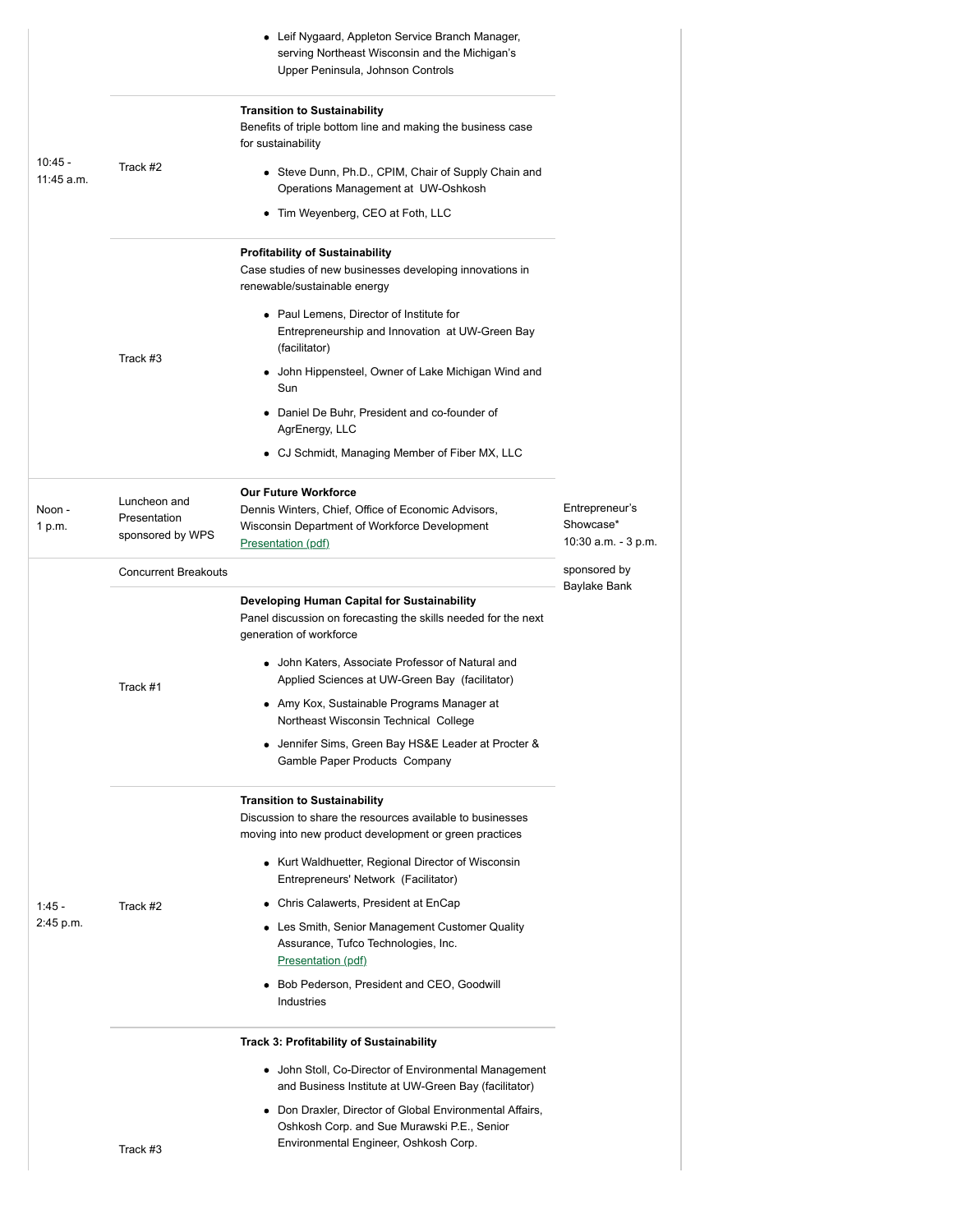| | | | |
|---|---|---|---|
| | | • Leif Nygaard, Appleton Service Branch Manager, serving Northeast Wisconsin and the Michigan's Upper Peninsula, Johnson Controls | |
| 10:45 - 11:45 a.m. | Track #2 | **Transition to Sustainability**<br>Benefits of triple bottom line and making the business case for sustainability<br>• Steve Dunn, Ph.D., CPIM, Chair of Supply Chain and Operations Management at UW-Oshkosh<br>• Tim Weyenberg, CEO at Foth, LLC | |
| | Track #3 | **Profitability of Sustainability**<br>Case studies of new businesses developing innovations in renewable/sustainable energy<br>• Paul Lemens, Director of Institute for Entrepreneurship and Innovation at UW-Green Bay (facilitator)<br>• John Hippensteel, Owner of Lake Michigan Wind and Sun<br>• Daniel De Buhr, President and co-founder of AgrEnergy, LLC<br>• CJ Schmidt, Managing Member of Fiber MX, LLC | |
| Noon - 1 p.m. | Luncheon and Presentation sponsored by WPS | **Our Future Workforce**<br>Dennis Winters, Chief, Office of Economic Advisors, Wisconsin Department of Workforce Development<br>Presentation (pdf) | Entrepreneur's Showcase*<br>10:30 a.m. - 3 p.m.<br><br>sponsored by Baylake Bank |
| | Concurrent Breakouts | | |
| | Track #1 | **Developing Human Capital for Sustainability**<br>Panel discussion on forecasting the skills needed for the next generation of workforce<br>• John Katers, Associate Professor of Natural and Applied Sciences at UW-Green Bay (facilitator)<br>• Amy Kox, Sustainable Programs Manager at Northeast Wisconsin Technical College<br>• Jennifer Sims, Green Bay HS&E Leader at Procter & Gamble Paper Products Company | |
| 1:45 - 2:45 p.m. | Track #2 | **Transition to Sustainability**<br>Discussion to share the resources available to businesses moving into new product development or green practices<br>• Kurt Waldhuetter, Regional Director of Wisconsin Entrepreneurs' Network (Facilitator)<br>• Chris Calawerts, President at EnCap<br>• Les Smith, Senior Management Customer Quality Assurance, Tufco Technologies, Inc. Presentation (pdf)<br>• Bob Pederson, President and CEO, Goodwill Industries | |
| | Track #3 | **Track 3: Profitability of Sustainability**<br>• John Stoll, Co-Director of Environmental Management and Business Institute at UW-Green Bay (facilitator)<br>• Don Draxler, Director of Global Environmental Affairs, Oshkosh Corp. and Sue Murawski P.E., Senior Environmental Engineer, Oshkosh Corp. | |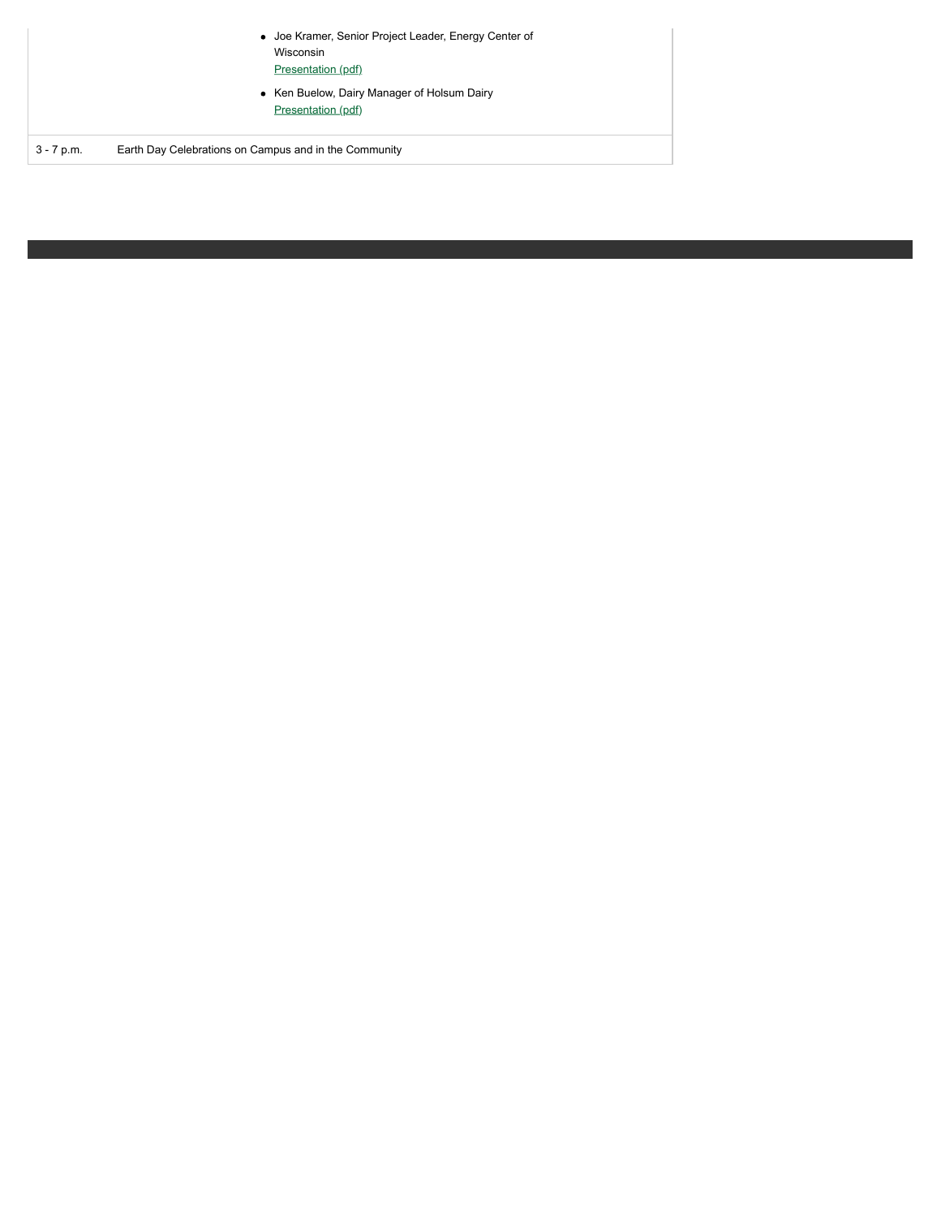| | |
|---|---|
| | - Joe Kramer, Senior Project Leader, Energy Center of Wisconsin<br>Presentation (pdf)<br>- Ken Buelow, Dairy Manager of Holsum Dairy<br>Presentation (pdf) |
| 3 - 7 p.m. | Earth Day Celebrations on Campus and in the Community |